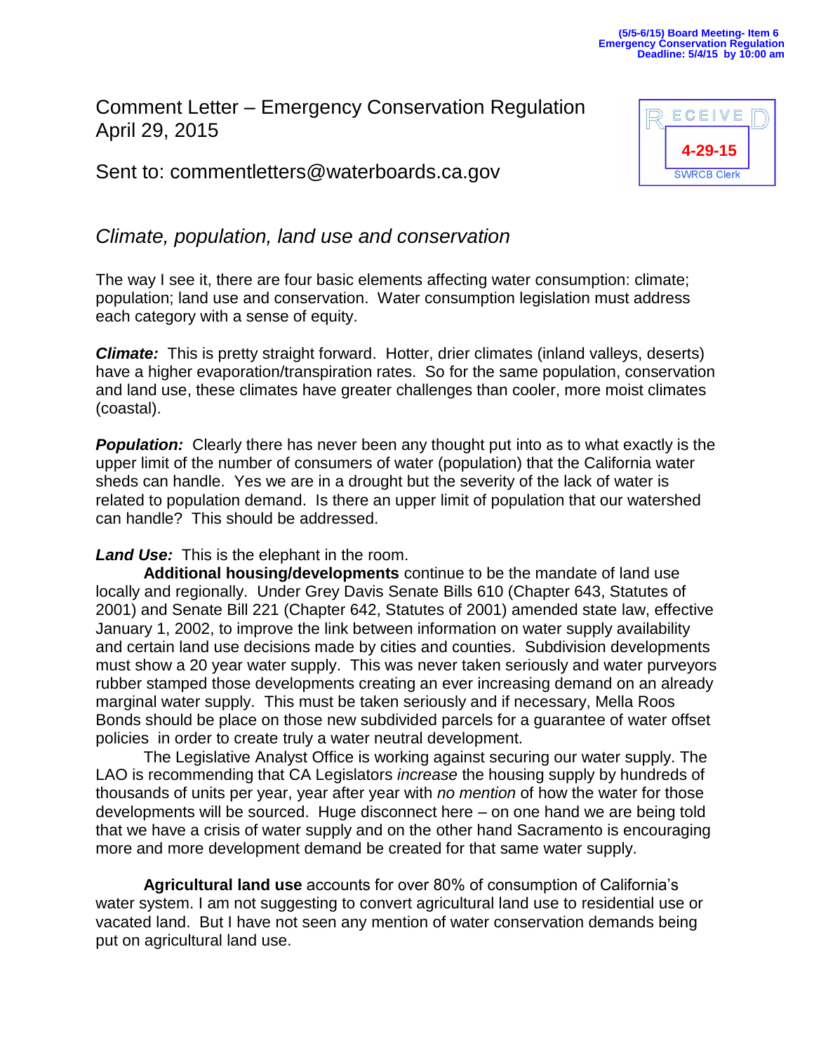(5/5-6/15) Board Meeting- Item 6
Emergency Conservation Regulation
Deadline: 5/4/15 by 10:00 am

Comment Letter – Emergency Conservation Regulation
April 29, 2015

Sent to: commentletters@waterboards.ca.gov

RECEIVED
4-29-15
SWRCB Clerk

## *Climate, population, land use and conservation*

The way I see it, there are four basic elements affecting water consumption: climate; population; land use and conservation. Water consumption legislation must address each category with a sense of equity.

***Climate:*** This is pretty straight forward. Hotter, drier climates (inland valleys, deserts) have a higher evaporation/transpiration rates. So for the same population, conservation and land use, these climates have greater challenges than cooler, more moist climates (coastal).

***Population:*** Clearly there has never been any thought put into as to what exactly is the upper limit of the number of consumers of water (population) that the California water sheds can handle. Yes we are in a drought but the severity of the lack of water is related to population demand. Is there an upper limit of population that our watershed can handle? This should be addressed.

***Land Use:*** This is the elephant in the room.

**Additional housing/developments** continue to be the mandate of land use locally and regionally. Under Grey Davis Senate Bills 610 (Chapter 643, Statutes of 2001) and Senate Bill 221 (Chapter 642, Statutes of 2001) amended state law, effective January 1, 2002, to improve the link between information on water supply availability and certain land use decisions made by cities and counties. Subdivision developments must show a 20 year water supply. This was never taken seriously and water purveyors rubber stamped those developments creating an ever increasing demand on an already marginal water supply. This must be taken seriously and if necessary, Mella Roos Bonds should be place on those new subdivided parcels for a guarantee of water offset policies in order to create truly a water neutral development.

The Legislative Analyst Office is working against securing our water supply. The LAO is recommending that CA Legislators *increase* the housing supply by hundreds of thousands of units per year, year after year with *no mention* of how the water for those developments will be sourced. Huge disconnect here – on one hand we are being told that we have a crisis of water supply and on the other hand Sacramento is encouraging more and more development demand be created for that same water supply.

**Agricultural land use** accounts for over 80% of consumption of California's water system. I am not suggesting to convert agricultural land use to residential use or vacated land. But I have not seen any mention of water conservation demands being put on agricultural land use.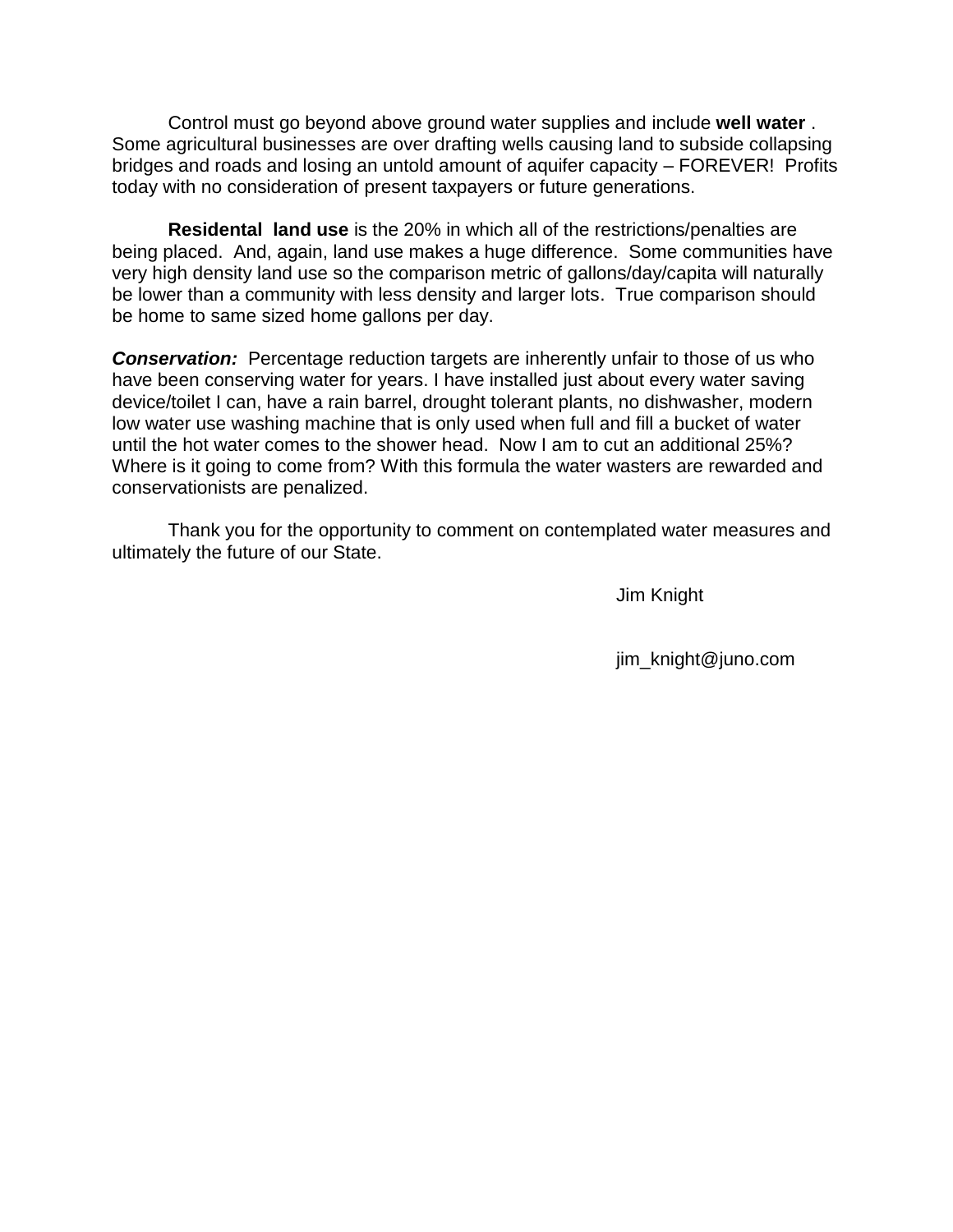Control must go beyond above ground water supplies and include **well water** . Some agricultural businesses are over drafting wells causing land to subside collapsing bridges and roads and losing an untold amount of aquifer capacity – FOREVER! Profits today with no consideration of present taxpayers or future generations.

**Residental land use** is the 20% in which all of the restrictions/penalties are being placed. And, again, land use makes a huge difference. Some communities have very high density land use so the comparison metric of gallons/day/capita will naturally be lower than a community with less density and larger lots. True comparison should be home to same sized home gallons per day.

***Conservation:*** Percentage reduction targets are inherently unfair to those of us who have been conserving water for years. I have installed just about every water saving device/toilet I can, have a rain barrel, drought tolerant plants, no dishwasher, modern low water use washing machine that is only used when full and fill a bucket of water until the hot water comes to the shower head. Now I am to cut an additional 25%? Where is it going to come from? With this formula the water wasters are rewarded and conservationists are penalized.

Thank you for the opportunity to comment on contemplated water measures and ultimately the future of our State.

Jim Knight

jim_knight@juno.com